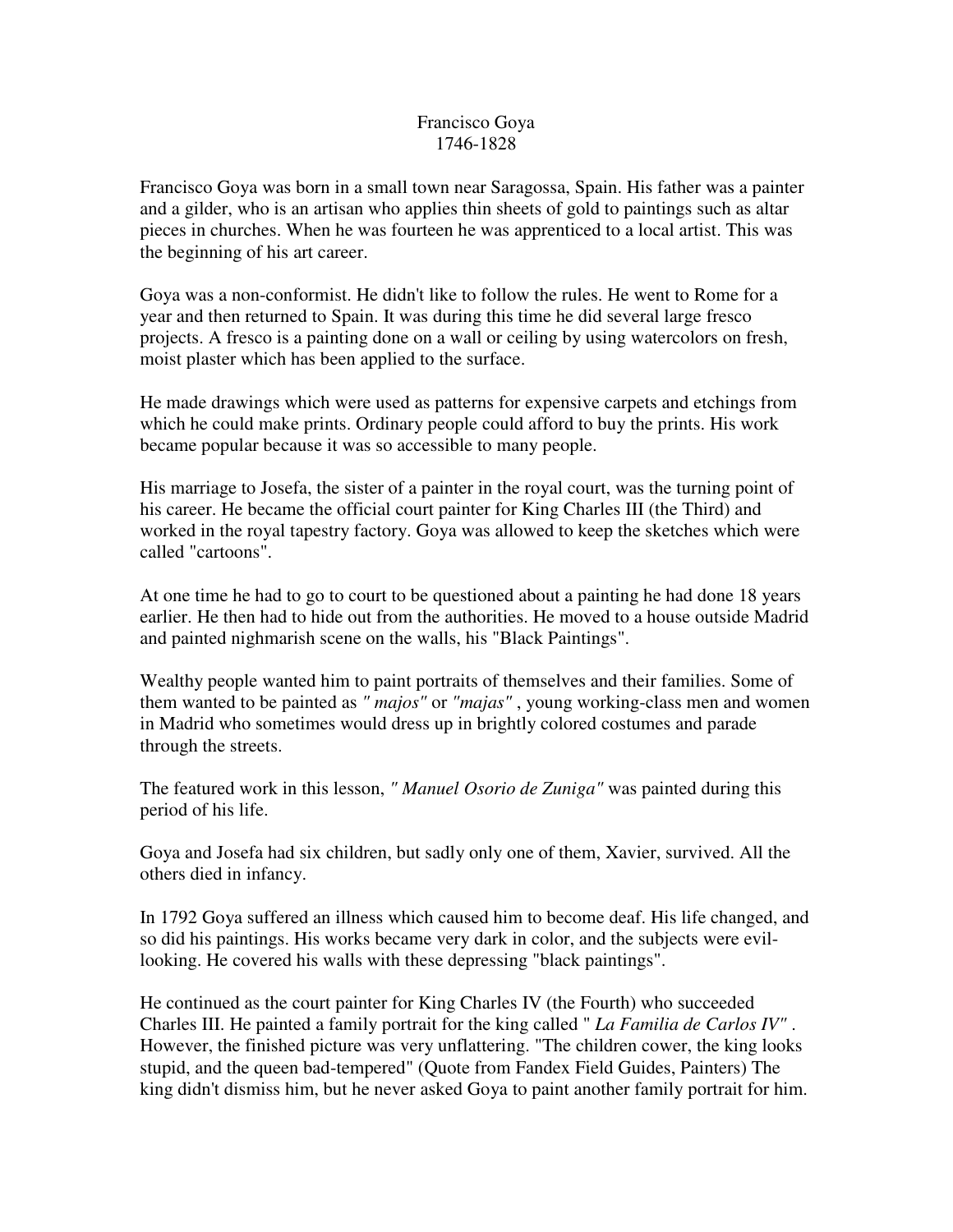# Francisco Goya
## 1746-1828

Francisco Goya was born in a small town near Saragossa, Spain. His father was a painter and a gilder, who is an artisan who applies thin sheets of gold to paintings such as altar pieces in churches. When he was fourteen he was apprenticed to a local artist. This was the beginning of his art career.

Goya was a non-conformist. He didn't like to follow the rules. He went to Rome for a year and then returned to Spain. It was during this time he did several large fresco projects. A fresco is a painting done on a wall or ceiling by using watercolors on fresh, moist plaster which has been applied to the surface.

He made drawings which were used as patterns for expensive carpets and etchings from which he could make prints. Ordinary people could afford to buy the prints. His work became popular because it was so accessible to many people.

His marriage to Josefa, the sister of a painter in the royal court, was the turning point of his career. He became the official court painter for King Charles III (the Third) and worked in the royal tapestry factory. Goya was allowed to keep the sketches which were called "cartoons".

At one time he had to go to court to be questioned about a painting he had done 18 years earlier. He then had to hide out from the authorities. He moved to a house outside Madrid and painted nighmarish scene on the walls, his "Black Paintings".

Wealthy people wanted him to paint portraits of themselves and their families. Some of them wanted to be painted as *" majos"* or *"majas"* , young working-class men and women in Madrid who sometimes would dress up in brightly colored costumes and parade through the streets.

The featured work in this lesson, *" Manuel Osorio de Zuniga"* was painted during this period of his life.

Goya and Josefa had six children, but sadly only one of them, Xavier, survived. All the others died in infancy.

In 1792 Goya suffered an illness which caused him to become deaf. His life changed, and so did his paintings. His works became very dark in color, and the subjects were evil-looking. He covered his walls with these depressing "black paintings".

He continued as the court painter for King Charles IV (the Fourth) who succeeded Charles III. He painted a family portrait for the king called " *La Familia de Carlos IV"* . However, the finished picture was very unflattering. "The children cower, the king looks stupid, and the queen bad-tempered" (Quote from Fandex Field Guides, Painters) The king didn't dismiss him, but he never asked Goya to paint another family portrait for him.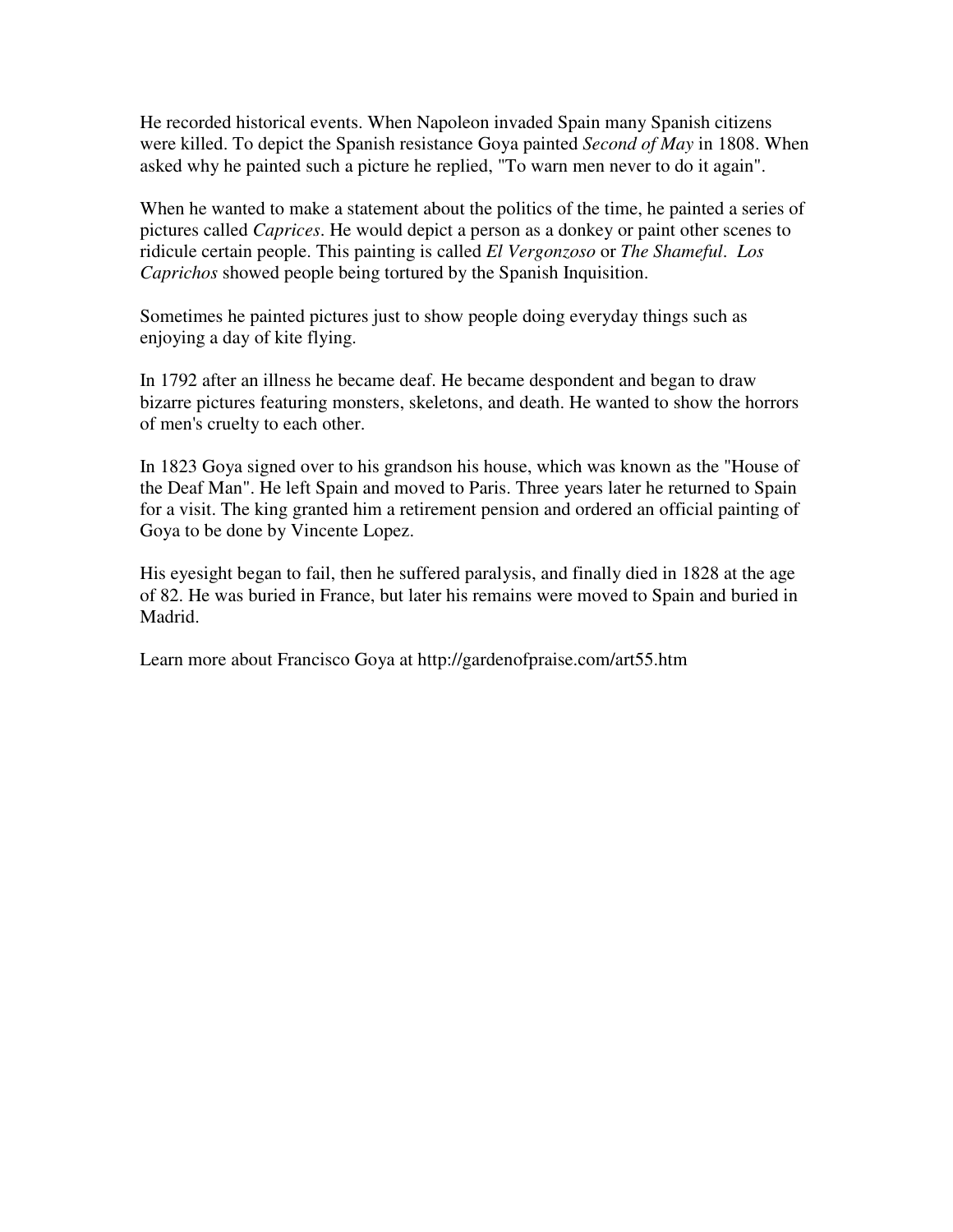He recorded historical events. When Napoleon invaded Spain many Spanish citizens were killed. To depict the Spanish resistance Goya painted *Second of May* in 1808. When asked why he painted such a picture he replied, "To warn men never to do it again".

When he wanted to make a statement about the politics of the time, he painted a series of pictures called *Caprices*. He would depict a person as a donkey or paint other scenes to ridicule certain people. This painting is called *El Vergonzoso* or *The Shameful*. *Los Caprichos* showed people being tortured by the Spanish Inquisition.

Sometimes he painted pictures just to show people doing everyday things such as enjoying a day of kite flying.

In 1792 after an illness he became deaf. He became despondent and began to draw bizarre pictures featuring monsters, skeletons, and death. He wanted to show the horrors of men's cruelty to each other.

In 1823 Goya signed over to his grandson his house, which was known as the "House of the Deaf Man". He left Spain and moved to Paris. Three years later he returned to Spain for a visit. The king granted him a retirement pension and ordered an official painting of Goya to be done by Vincente Lopez.

His eyesight began to fail, then he suffered paralysis, and finally died in 1828 at the age of 82. He was buried in France, but later his remains were moved to Spain and buried in Madrid.

Learn more about Francisco Goya at http://gardenofpraise.com/art55.htm